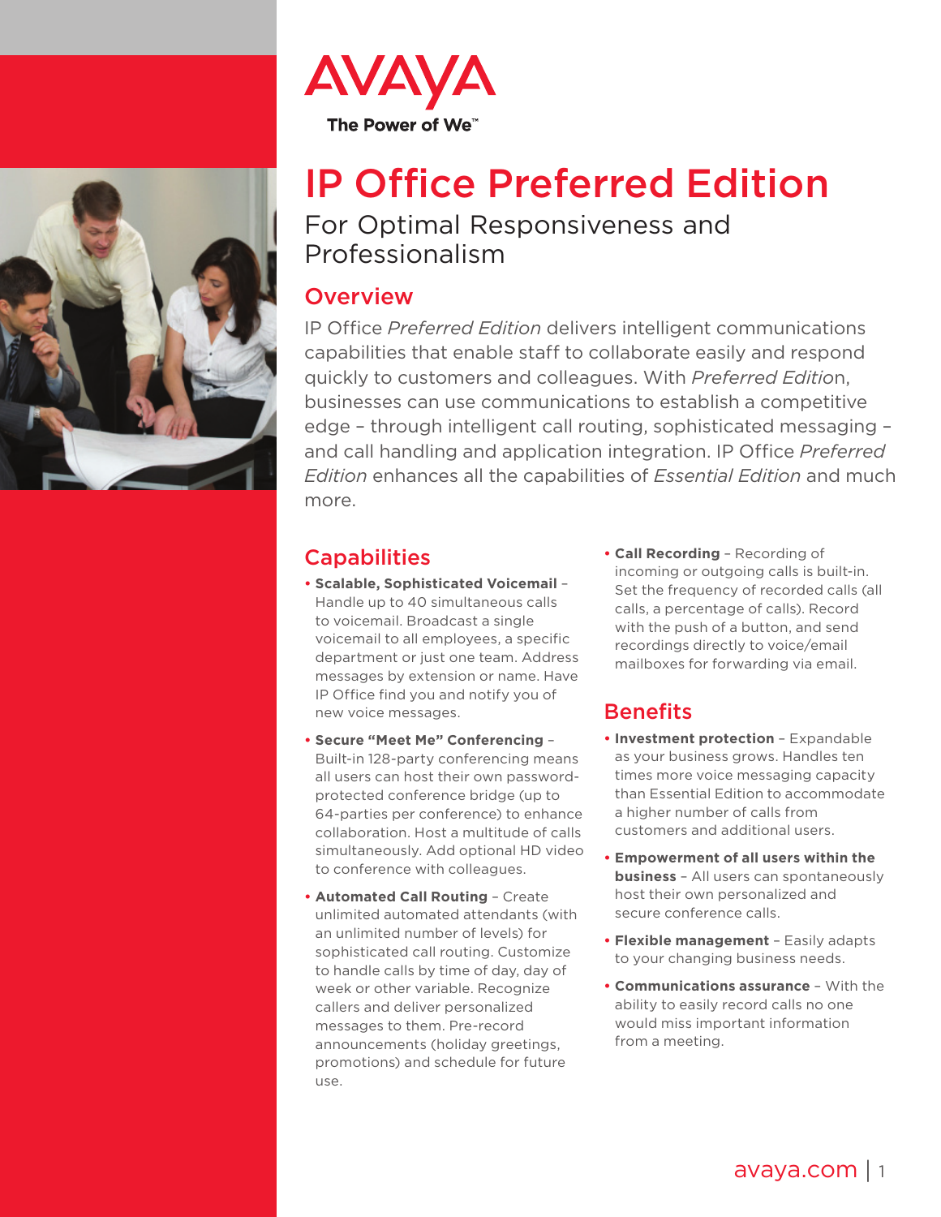AVAYA

The Power of We™

# IP Office Preferred Edition

## For Optimal Responsiveness and Professionalism

### Overview

IP Office *Preferred Edition* delivers intelligent communications capabilities that enable staff to collaborate easily and respond quickly to customers and colleagues. With *Preferred Edition*, businesses can use communications to establish a competitive edge – through intelligent call routing, sophisticated messaging – and call handling and application integration. IP Office *Preferred Edition* enhances all the capabilities of *Essential Edition* and much more.

### Capabilities

- **Scalable, Sophisticated Voicemail** – Handle up to 40 simultaneous calls to voicemail. Broadcast a single voicemail to all employees, a specific department or just one team. Address messages by extension or name. Have IP Office find you and notify you of new voice messages.
- **Secure "Meet Me" Conferencing** – Built-in 128-party conferencing means all users can host their own password-protected conference bridge (up to 64-parties per conference) to enhance collaboration. Host a multitude of calls simultaneously. Add optional HD video to conference with colleagues.
- **Automated Call Routing** – Create unlimited automated attendants (with an unlimited number of levels) for sophisticated call routing. Customize to handle calls by time of day, day of week or other variable. Recognize callers and deliver personalized messages to them. Pre-record announcements (holiday greetings, promotions) and schedule for future use.
- **Call Recording** – Recording of incoming or outgoing calls is built-in. Set the frequency of recorded calls (all calls, a percentage of calls). Record with the push of a button, and send recordings directly to voice/email mailboxes for forwarding via email.

### Benefits

- **Investment protection** – Expandable as your business grows. Handles ten times more voice messaging capacity than Essential Edition to accommodate a higher number of calls from customers and additional users.
- **Empowerment of all users within the business** – All users can spontaneously host their own personalized and secure conference calls.
- **Flexible management** – Easily adapts to your changing business needs.
- **Communications assurance** – With the ability to easily record calls no one would miss important information from a meeting.

avaya.com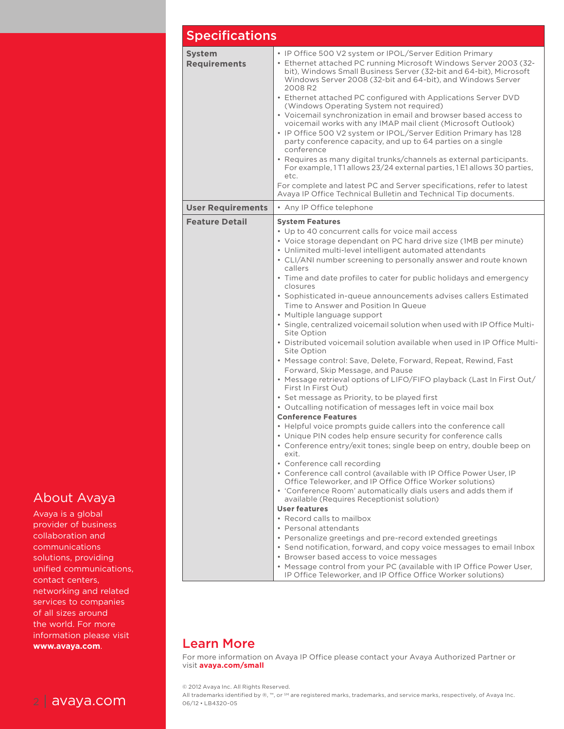## Specifications

| | |
|---|---|
| **System Requirements** | • IP Office 500 V2 system or IPOL/Server Edition Primary<br>• Ethernet attached PC running Microsoft Windows Server 2003 (32-bit), Windows Small Business Server (32-bit and 64-bit), Microsoft Windows Server 2008 (32-bit and 64-bit), and Windows Server 2008 R2<br>• Ethernet attached PC configured with Applications Server DVD (Windows Operating System not required)<br>• Voicemail synchronization in email and browser based access to voicemail works with any IMAP mail client (Microsoft Outlook)<br>• IP Office 500 V2 system or IPOL/Server Edition Primary has 128 party conference capacity, and up to 64 parties on a single conference<br>• Requires as many digital trunks/channels as external participants. For example, 1 T1 allows 23/24 external parties, 1 E1 allows 30 parties, etc.<br>For complete and latest PC and Server specifications, refer to latest Avaya IP Office Technical Bulletin and Technical Tip documents. |
| **User Requirements** | • Any IP Office telephone |
| **Feature Detail** | **System Features**<br>• Up to 40 concurrent calls for voice mail access<br>• Voice storage dependant on PC hard drive size (1MB per minute)<br>• Unlimited multi-level intelligent automated attendants<br>• CLI/ANI number screening to personally answer and route known callers<br>• Time and date profiles to cater for public holidays and emergency closures<br>• Sophisticated in-queue announcements advises callers Estimated Time to Answer and Position In Queue<br>• Multiple language support<br>• Single, centralized voicemail solution when used with IP Office Multi-Site Option<br>• Distributed voicemail solution available when used in IP Office Multi-Site Option<br>• Message control: Save, Delete, Forward, Repeat, Rewind, Fast Forward, Skip Message, and Pause<br>• Message retrieval options of LIFO/FIFO playback (Last In First Out/ First In First Out)<br>• Set message as Priority, to be played first<br>• Outcalling notification of messages left in voice mail box<br>**Conference Features**<br>• Helpful voice prompts guide callers into the conference call<br>• Unique PIN codes help ensure security for conference calls<br>• Conference entry/exit tones; single beep on entry, double beep on exit.<br>• Conference call recording<br>• Conference call control (available with IP Office Power User, IP Office Teleworker, and IP Office Office Worker solutions)<br>• 'Conference Room' automatically dials users and adds them if available (Requires Receptionist solution)<br>**User features**<br>• Record calls to mailbox<br>• Personal attendants<br>• Personalize greetings and pre-record extended greetings<br>• Send notification, forward, and copy voice messages to email Inbox<br>• Browser based access to voice messages<br>• Message control from your PC (available with IP Office Power User, IP Office Teleworker, and IP Office Office Worker solutions) |

## About Avaya

Avaya is a global provider of business collaboration and communications solutions, providing unified communications, contact centers, networking and related services to companies of all sizes around the world. For more information please visit **www.avaya.com**.

## Learn More

For more information on Avaya IP Office please contact your Avaya Authorized Partner or visit **avaya.com/small**

© 2012 Avaya Inc. All Rights Reserved.
All trademarks identified by ®, ™, or SM are registered marks, trademarks, and service marks, respectively, of Avaya Inc.
06/12 • LB4320-05